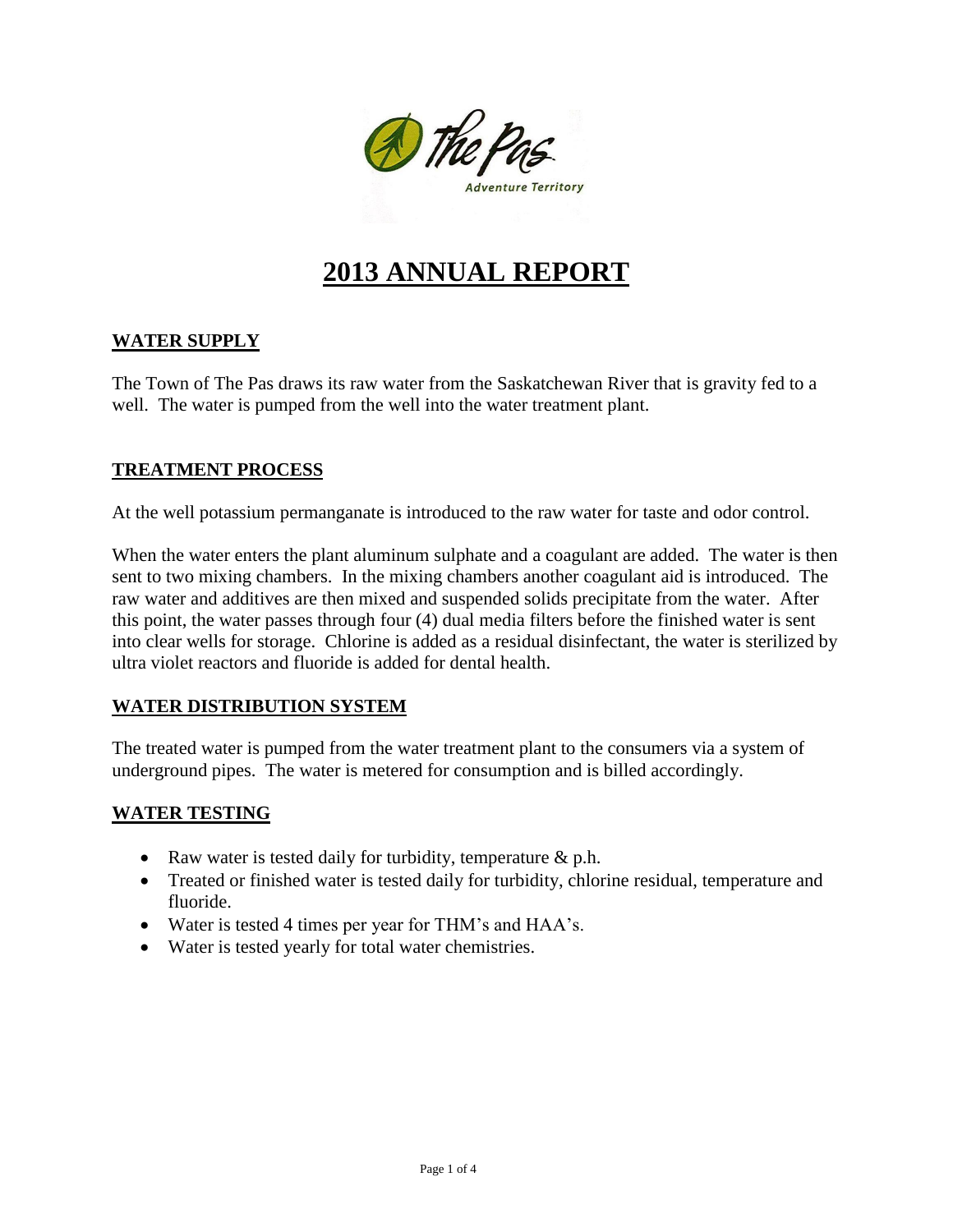# 2013 ANNUAL REPORT

## WATER SUPPLY

The Town of The Pas draws its raw water from the Saskatchewan River that is gravity fed to a well. The water is pumped from the well into the water treatment plant.

## TREATMENT PROCESS

At the well potassium permanganate is introduced to the raw water for taste and odor control.

When the water enters the plant aluminum sulphate and a coagulant are added. The water is then sent to two mixing chambers. In the mixing chambers another coagulant aid is introduced. The raw water and additives are then mixed and suspended solids precipitate from the water. After this point, the water passes through four (4) dual media filters before the finished water is sent into clear wells for storage. Chlorine is added as a residual disinfectant, the water is sterilized by ultra violet reactors and fluoride is added for dental health.

## WATER DISTRIBUTION SYSTEM

The treated water is pumped from the water treatment plant to the consumers via a system of underground pipes. The water is metered for consumption and is billed accordingly.

## WATER TESTING

- Raw water is tested daily for turbidity, temperature & p.h.
- Treated or finished water is tested daily for turbidity, chlorine residual, temperature and fluoride.
- Water is tested 4 times per year for THM's and HAA's.
- Water is tested yearly for total water chemistries.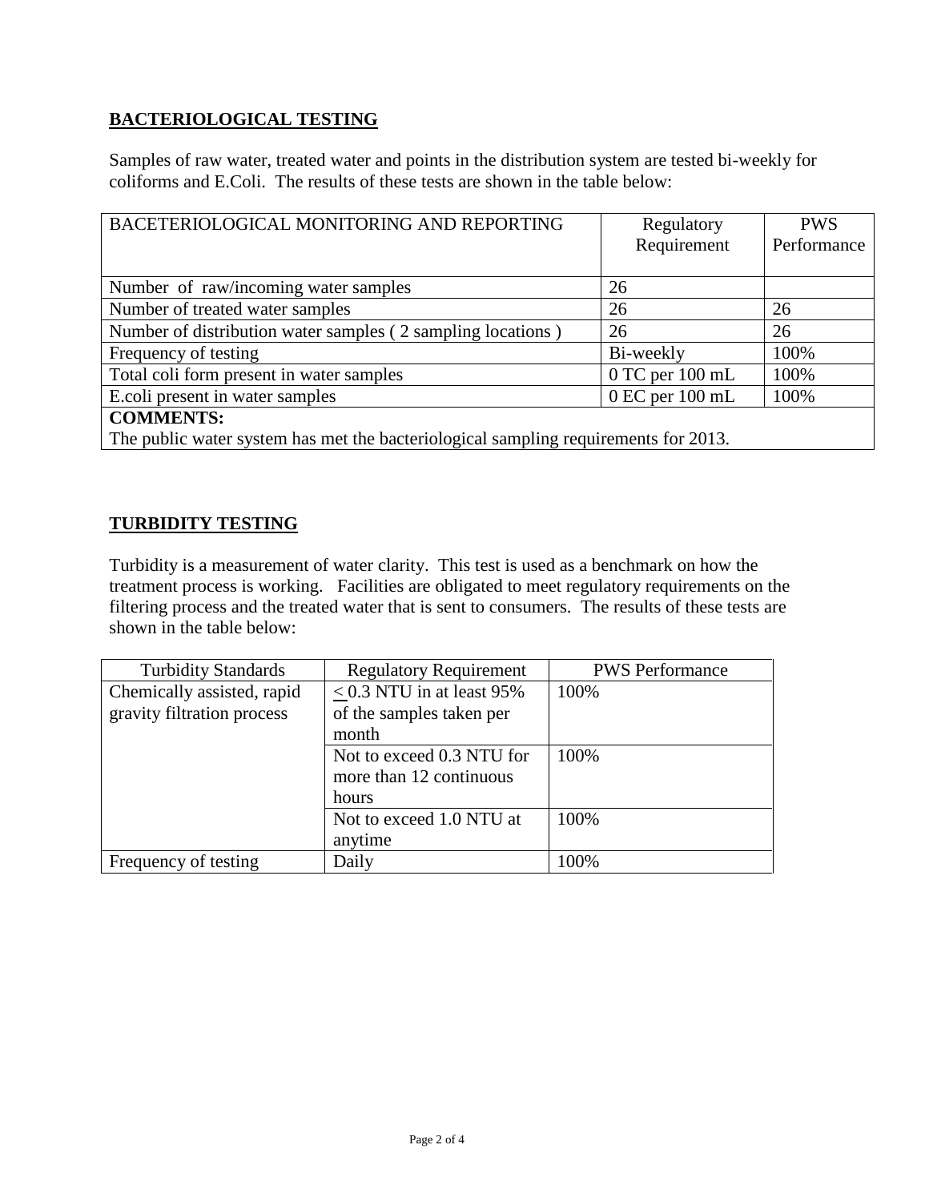## BACTERIOLOGICAL TESTING

Samples of raw water, treated water and points in the distribution system are tested bi-weekly for coliforms and E.Coli. The results of these tests are shown in the table below:

| BACETERIOLOGICAL MONITORING AND REPORTING | Regulatory Requirement | PWS Performance |
|---|---|---|
| Number of raw/incoming water samples | 26 | |
| Number of treated water samples | 26 | 26 |
| Number of distribution water samples ( 2 sampling locations ) | 26 | 26 |
| Frequency of testing | Bi-weekly | 100% |
| Total coli form present in water samples | 0 TC per 100 mL | 100% |
| E.coli present in water samples | 0 EC per 100 mL | 100% |
| **COMMENTS:** The public water system has met the bacteriological sampling requirements for 2013. | | |

## TURBIDITY TESTING

Turbidity is a measurement of water clarity. This test is used as a benchmark on how the treatment process is working. Facilities are obligated to meet regulatory requirements on the filtering process and the treated water that is sent to consumers. The results of these tests are shown in the table below:

| Turbidity Standards | Regulatory Requirement | PWS Performance |
|---|---|---|
| Chemically assisted, rapid gravity filtration process | $\leq$ 0.3 NTU in at least 95% of the samples taken per month | 100% |
| | Not to exceed 0.3 NTU for more than 12 continuous hours | 100% |
| | Not to exceed 1.0 NTU at anytime | 100% |
| Frequency of testing | Daily | 100% |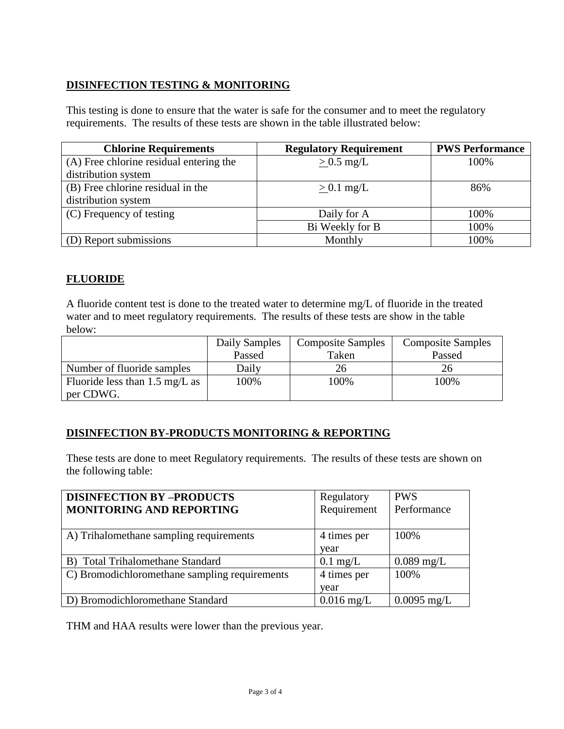## DISINFECTION TESTING & MONITORING

This testing is done to ensure that the water is safe for the consumer and to meet the regulatory requirements. The results of these tests are shown in the table illustrated below:

| Chlorine Requirements | Regulatory Requirement | PWS Performance |
|---|---|---|
| (A) Free chlorine residual entering the distribution system | $\geq$ 0.5 mg/L | 100% |
| (B) Free chlorine residual in the distribution system | $\geq$ 0.1 mg/L | 86% |
| (C) Frequency of testing | Daily for A | 100% |
| | Bi Weekly for B | 100% |
| (D) Report submissions | Monthly | 100% |

## FLUORIDE

A fluoride content test is done to the treated water to determine mg/L of fluoride in the treated water and to meet regulatory requirements. The results of these tests are show in the table below:

| | Daily Samples Passed | Composite Samples Taken | Composite Samples Passed |
|---|---|---|---|
| Number of fluoride samples | Daily | 26 | 26 |
| Fluoride less than 1.5 mg/L as per CDWG. | 100% | 100% | 100% |

## DISINFECTION BY-PRODUCTS MONITORING & REPORTING

These tests are done to meet Regulatory requirements. The results of these tests are shown on the following table:

| **DISINFECTION BY –PRODUCTS MONITORING AND REPORTING** | Regulatory Requirement | PWS Performance |
|---|---|---|
| A) Trihalomethane sampling requirements | 4 times per year | 100% |
| B) Total Trihalomethane Standard | 0.1 mg/L | 0.089 mg/L |
| C) Bromodichloromethane sampling requirements | 4 times per year | 100% |
| D) Bromodichloromethane Standard | 0.016 mg/L | 0.0095 mg/L |

THM and HAA results were lower than the previous year.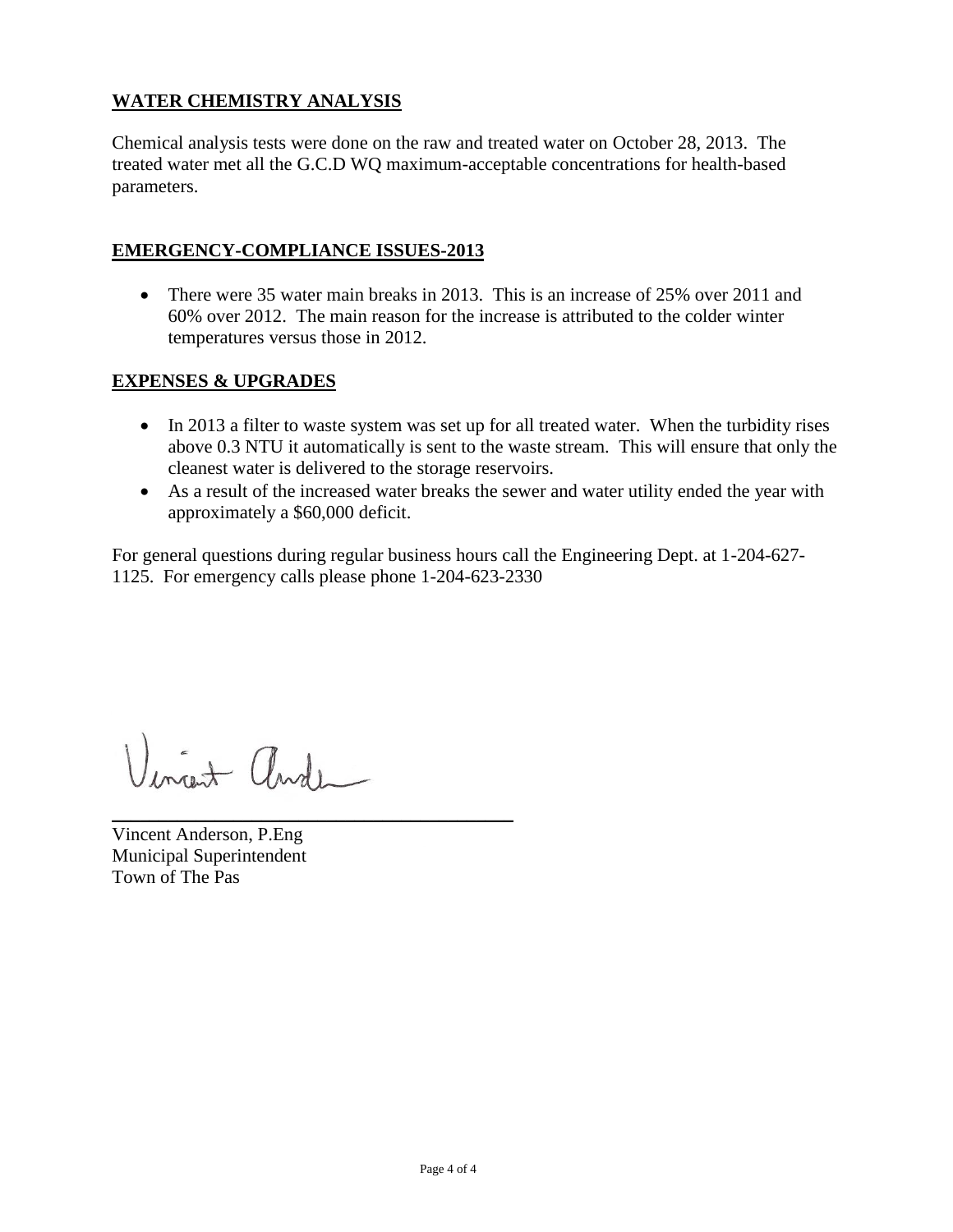## WATER CHEMISTRY ANALYSIS

Chemical analysis tests were done on the raw and treated water on October 28, 2013. The treated water met all the G.C.D WQ maximum-acceptable concentrations for health-based parameters.

## EMERGENCY-COMPLIANCE ISSUES-2013

- There were 35 water main breaks in 2013. This is an increase of 25% over 2011 and 60% over 2012. The main reason for the increase is attributed to the colder winter temperatures versus those in 2012.

## EXPENSES & UPGRADES

- In 2013 a filter to waste system was set up for all treated water. When the turbidity rises above 0.3 NTU it automatically is sent to the waste stream. This will ensure that only the cleanest water is delivered to the storage reservoirs.
- As a result of the increased water breaks the sewer and water utility ended the year with approximately a $60,000 deficit.

For general questions during regular business hours call the Engineering Dept. at 1-204-627-1125. For emergency calls please phone 1-204-623-2330

Vincent Anderson, P.Eng
Municipal Superintendent
Town of The Pas